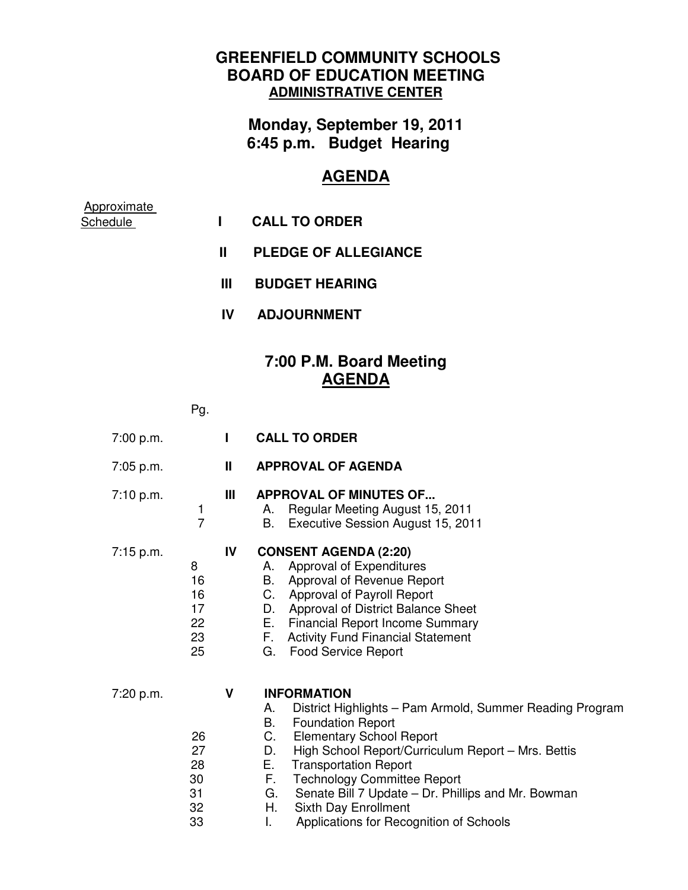# GREENFIELD COMMUNITY SCHOOLS
# BOARD OF EDUCATION MEETING
## ADMINISTRATIVE CENTER

## Monday, September 19, 2011
## 6:45 p.m. Budget Hearing

## AGENDA

Approximate Schedule

- **I CALL TO ORDER**
- **II PLEDGE OF ALLEGIANCE**
- **III BUDGET HEARING**
- **IV ADJOURNMENT**

## 7:00 P.M. Board Meeting
## AGENDA

| | Pg. | | |
|---|---|---|---|
| 7:00 p.m. | | I | **CALL TO ORDER** |
| 7:05 p.m. | | II | **APPROVAL OF AGENDA** |
| 7:10 p.m. | | III | **APPROVAL OF MINUTES OF...** |
| | 1 | | A. Regular Meeting August 15, 2011 |
| | 7 | | B. Executive Session August 15, 2011 |
| 7:15 p.m. | | IV | **CONSENT AGENDA (2:20)** |
| | 8 | | A. Approval of Expenditures |
| | 16 | | B. Approval of Revenue Report |
| | 16 | | C. Approval of Payroll Report |
| | 17 | | D. Approval of District Balance Sheet |
| | 22 | | E. Financial Report Income Summary |
| | 23 | | F. Activity Fund Financial Statement |
| | 25 | | G. Food Service Report |
| 7:20 p.m. | | V | **INFORMATION** |
| | | | A. District Highlights – Pam Armold, Summer Reading Program |
| | | | B. Foundation Report |
| | 26 | | C. Elementary School Report |
| | 27 | | D. High School Report/Curriculum Report – Mrs. Bettis |
| | 28 | | E. Transportation Report |
| | 30 | | F. Technology Committee Report |
| | 31 | | G. Senate Bill 7 Update – Dr. Phillips and Mr. Bowman |
| | 32 | | H. Sixth Day Enrollment |
| | 33 | | I. Applications for Recognition of Schools |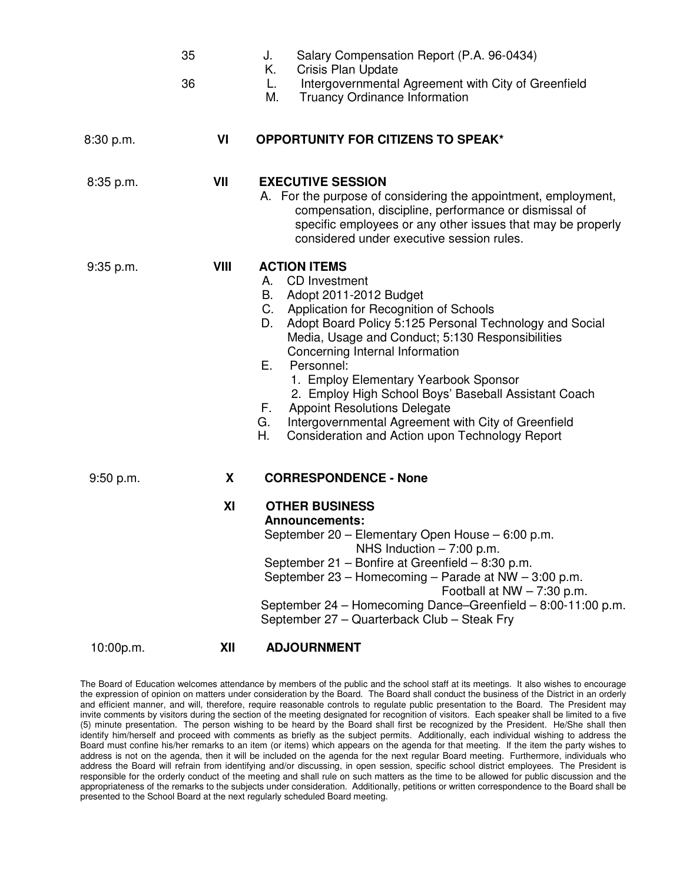| | | |
|---|---|---|
| | 35 | J. Salary Compensation Report (P.A. 96-0434) |
| | | K. Crisis Plan Update |
| | 36 | L. Intergovernmental Agreement with City of Greenfield |
| | | M. Truancy Ordinance Information |
| 8:30 p.m. | **VI** | **OPPORTUNITY FOR CITIZENS TO SPEAK*** |
| 8:35 p.m. | **VII** | **EXECUTIVE SESSION**<br>A. For the purpose of considering the appointment, employment, compensation, discipline, performance or dismissal of specific employees or any other issues that may be properly considered under executive session rules. |
| 9:35 p.m. | **VIII** | **ACTION ITEMS**<br>A. CD Investment<br>B. Adopt 2011-2012 Budget<br>C. Application for Recognition of Schools<br>D. Adopt Board Policy 5:125 Personal Technology and Social Media, Usage and Conduct; 5:130 Responsibilities Concerning Internal Information<br>E. Personnel:<br>1. Employ Elementary Yearbook Sponsor<br>2. Employ High School Boys' Baseball Assistant Coach<br>F. Appoint Resolutions Delegate<br>G. Intergovernmental Agreement with City of Greenfield<br>H. Consideration and Action upon Technology Report |
| 9:50 p.m. | **X** | **CORRESPONDENCE - None** |
| | **XI** | **OTHER BUSINESS**<br>**Announcements:**<br>September 20 – Elementary Open House – 6:00 p.m.<br>NHS Induction – 7:00 p.m.<br>September 21 – Bonfire at Greenfield – 8:30 p.m.<br>September 23 – Homecoming – Parade at NW – 3:00 p.m.<br>Football at NW – 7:30 p.m.<br>September 24 – Homecoming Dance–Greenfield – 8:00-11:00 p.m.<br>September 27 – Quarterback Club – Steak Fry |
| 10:00p.m. | **XII** | **ADJOURNMENT** |

The Board of Education welcomes attendance by members of the public and the school staff at its meetings. It also wishes to encourage the expression of opinion on matters under consideration by the Board. The Board shall conduct the business of the District in an orderly and efficient manner, and will, therefore, require reasonable controls to regulate public presentation to the Board. The President may invite comments by visitors during the section of the meeting designated for recognition of visitors. Each speaker shall be limited to a five (5) minute presentation. The person wishing to be heard by the Board shall first be recognized by the President. He/She shall then identify him/herself and proceed with comments as briefly as the subject permits. Additionally, each individual wishing to address the Board must confine his/her remarks to an item (or items) which appears on the agenda for that meeting. If the item the party wishes to address is not on the agenda, then it will be included on the agenda for the next regular Board meeting. Furthermore, individuals who address the Board will refrain from identifying and/or discussing, in open session, specific school district employees. The President is responsible for the orderly conduct of the meeting and shall rule on such matters as the time to be allowed for public discussion and the appropriateness of the remarks to the subjects under consideration. Additionally, petitions or written correspondence to the Board shall be presented to the School Board at the next regularly scheduled Board meeting.